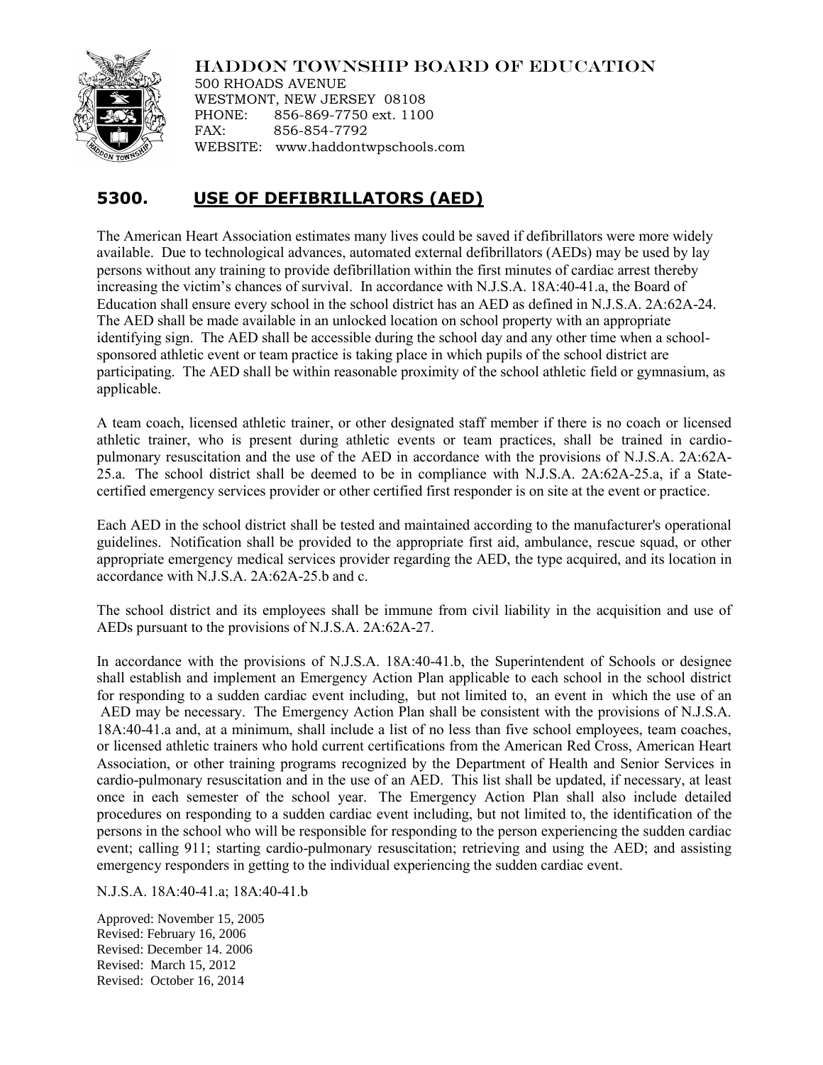HADDON TOWNSHIP BOARD OF EDUCATION

500 RHOADS AVENUE
WESTMONT, NEW JERSEY 08108
PHONE: 856-869-7750 ext. 1100
FAX: 856-854-7792
WEBSITE: www.haddontwpschools.com

# 5300. USE OF DEFIBRILLATORS (AED)

The American Heart Association estimates many lives could be saved if defibrillators were more widely available. Due to technological advances, automated external defibrillators (AEDs) may be used by lay persons without any training to provide defibrillation within the first minutes of cardiac arrest thereby increasing the victim's chances of survival. In accordance with N.J.S.A. 18A:40-41.a, the Board of Education shall ensure every school in the school district has an AED as defined in N.J.S.A. 2A:62A-24. The AED shall be made available in an unlocked location on school property with an appropriate identifying sign. The AED shall be accessible during the school day and any other time when a school-sponsored athletic event or team practice is taking place in which pupils of the school district are participating. The AED shall be within reasonable proximity of the school athletic field or gymnasium, as applicable.

A team coach, licensed athletic trainer, or other designated staff member if there is no coach or licensed athletic trainer, who is present during athletic events or team practices, shall be trained in cardio-pulmonary resuscitation and the use of the AED in accordance with the provisions of N.J.S.A. 2A:62A-25.a. The school district shall be deemed to be in compliance with N.J.S.A. 2A:62A-25.a, if a State-certified emergency services provider or other certified first responder is on site at the event or practice.

Each AED in the school district shall be tested and maintained according to the manufacturer's operational guidelines. Notification shall be provided to the appropriate first aid, ambulance, rescue squad, or other appropriate emergency medical services provider regarding the AED, the type acquired, and its location in accordance with N.J.S.A. 2A:62A-25.b and c.

The school district and its employees shall be immune from civil liability in the acquisition and use of AEDs pursuant to the provisions of N.J.S.A. 2A:62A-27.

In accordance with the provisions of N.J.S.A. 18A:40-41.b, the Superintendent of Schools or designee shall establish and implement an Emergency Action Plan applicable to each school in the school district for responding to a sudden cardiac event including, but not limited to, an event in which the use of an AED may be necessary. The Emergency Action Plan shall be consistent with the provisions of N.J.S.A. 18A:40-41.a and, at a minimum, shall include a list of no less than five school employees, team coaches, or licensed athletic trainers who hold current certifications from the American Red Cross, American Heart Association, or other training programs recognized by the Department of Health and Senior Services in cardio-pulmonary resuscitation and in the use of an AED. This list shall be updated, if necessary, at least once in each semester of the school year. The Emergency Action Plan shall also include detailed procedures on responding to a sudden cardiac event including, but not limited to, the identification of the persons in the school who will be responsible for responding to the person experiencing the sudden cardiac event; calling 911; starting cardio-pulmonary resuscitation; retrieving and using the AED; and assisting emergency responders in getting to the individual experiencing the sudden cardiac event.

N.J.S.A. 18A:40-41.a; 18A:40-41.b

Approved: November 15, 2005
Revised: February 16, 2006
Revised: December 14. 2006
Revised: March 15, 2012
Revised: October 16, 2014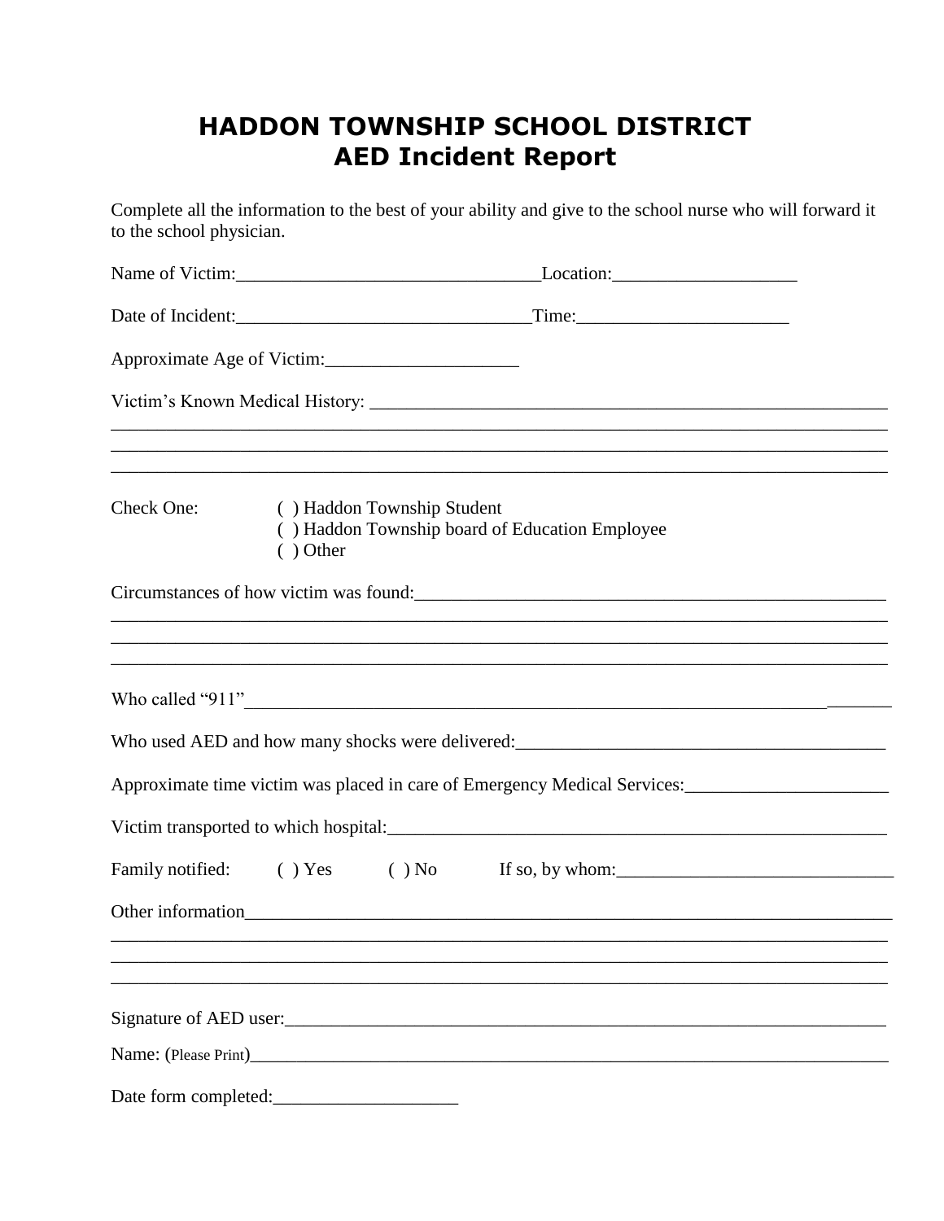# HADDON TOWNSHIP SCHOOL DISTRICT
# AED Incident Report

Complete all the information to the best of your ability and give to the school nurse who will forward it to the school physician.

Name of Victim:________________________________Location:____________________

Date of Incident:________________________________Time:______________________

Approximate Age of Victim:_____________________

Victim's Known Medical History: ________________________________________________________
________________________________________________________________________________
________________________________________________________________________________
________________________________________________________________________________

Check One:
- ( ) Haddon Township Student
- ( ) Haddon Township board of Education Employee
- ( ) Other

Circumstances of how victim was found:____________________________________________________
________________________________________________________________________________
________________________________________________________________________________
________________________________________________________________________________

Who called "911"________________________________________________________________

Who used AED and how many shocks were delivered:________________________________________

Approximate time victim was placed in care of Emergency Medical Services:_____________________

Victim transported to which hospital:________________________________________________________

Family notified: ( ) Yes ( ) No If so, by whom:______________________________

Other information________________________________________________________________
________________________________________________________________________________
________________________________________________________________________________
________________________________________________________________________________

Signature of AED user:_________________________________________________________________

Name: (Please Print)___________________________________________________________________

Date form completed:____________________